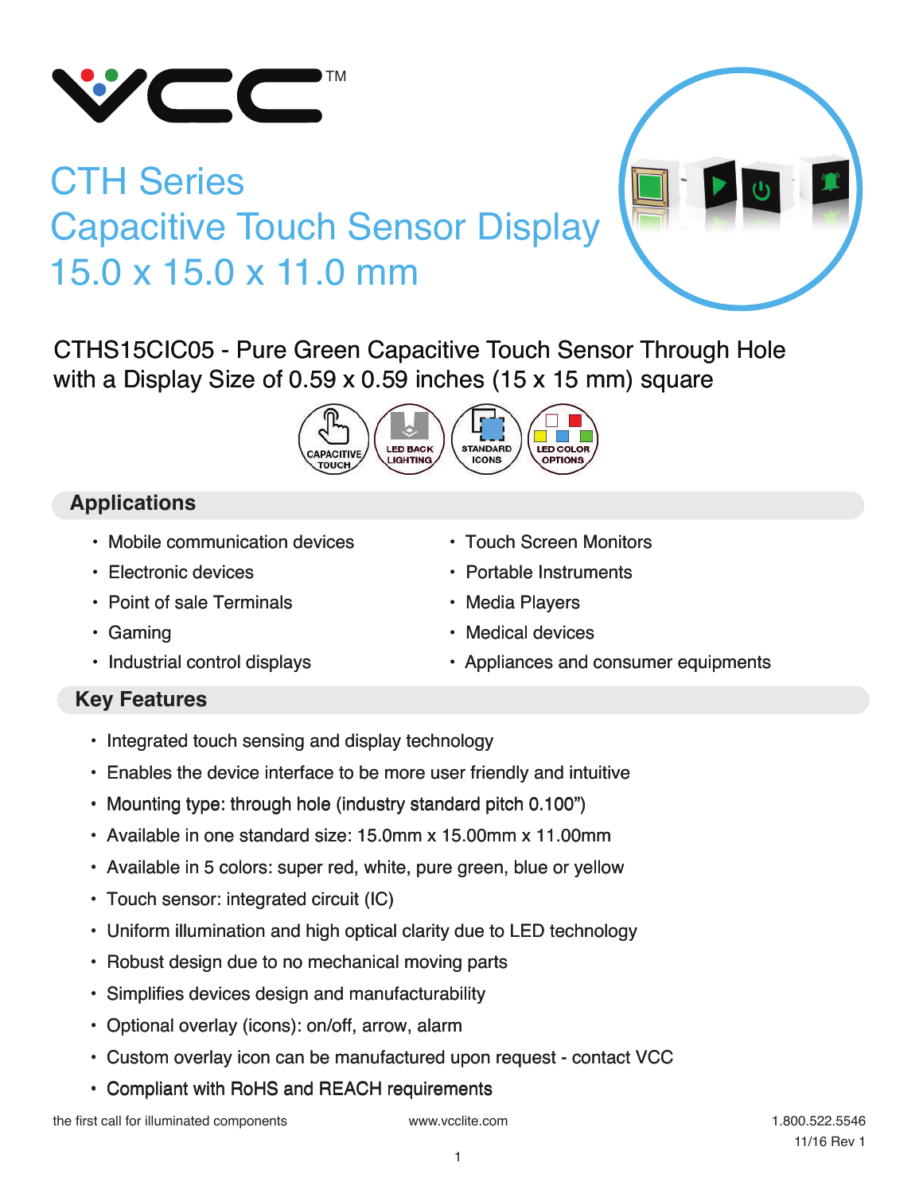# CTH Series
# Capacitive Touch Sensor Display
# 15.0 x 15.0 x 11.0 mm

CTHS15CIC05 - Pure Green Capacitive Touch Sensor Through Hole with a Display Size of 0.59 x 0.59 inches (15 x 15 mm) square

CAPACITIVE TOUCH | LED BACK LIGHTING | STANDARD ICONS | LED COLOR OPTIONS

## Applications

- Mobile communication devices
- Electronic devices
- Point of sale Terminals
- Gaming
- Industrial control displays
- Touch Screen Monitors
- Portable Instruments
- Media Players
- Medical devices
- Appliances and consumer equipments

## Key Features

- Integrated touch sensing and display technology
- Enables the device interface to be more user friendly and intuitive
- Mounting type: through hole (industry standard pitch 0.100”)
- Available in one standard size: 15.0mm x 15.00mm x 11.00mm
- Available in 5 colors: super red, white, pure green, blue or yellow
- Touch sensor: integrated circuit (IC)
- Uniform illumination and high optical clarity due to LED technology
- Robust design due to no mechanical moving parts
- Simplifies devices design and manufacturability
- Optional overlay (icons): on/off, arrow, alarm
- Custom overlay icon can be manufactured upon request - contact VCC
- Compliant with RoHS and REACH requirements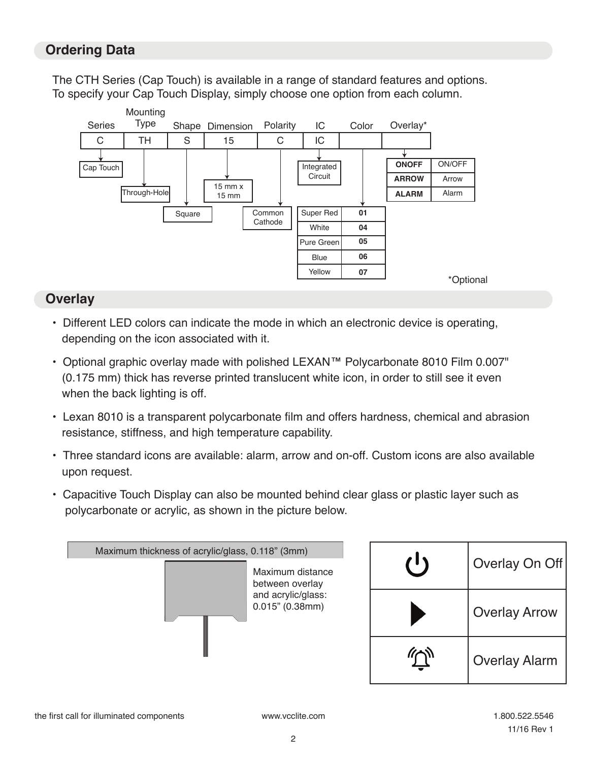## Ordering Data

The CTH Series (Cap Touch) is available in a range of standard features and options.
To specify your Cap Touch Display, simply choose one option from each column.

| Series | Mounting Type | Shape | Dimension | Polarity | IC | Color | Overlay* |
|---|---|---|---|---|---|---|---|
| C | TH | S | 15 | C | IC | | |
| Cap Touch | Through-Hole | Square | 15 mm x 15 mm | Common Cathode | Integrated Circuit | | |

**Color**

| Color | Code |
|---|---|
| Super Red | **01** |
| White | **04** |
| Pure Green | **05** |
| Blue | **06** |
| Yellow | **07** |

**Overlay***

| Code | Description |
|---|---|
| **ONOFF** | ON/OFF |
| **ARROW** | Arrow |
| **ALARM** | Alarm |

*Optional

## Overlay

- Different LED colors can indicate the mode in which an electronic device is operating, depending on the icon associated with it.
- Optional graphic overlay made with polished LEXAN™ Polycarbonate 8010 Film 0.007" (0.175 mm) thick has reverse printed translucent white icon, in order to still see it even when the back lighting is off.
- Lexan 8010 is a transparent polycarbonate film and offers hardness, chemical and abrasion resistance, stiffness, and high temperature capability.
- Three standard icons are available: alarm, arrow and on-off. Custom icons are also available upon request.
- Capacitive Touch Display can also be mounted behind clear glass or plastic layer such as polycarbonate or acrylic, as shown in the picture below.

Maximum thickness of acrylic/glass, 0.118" (3mm)

Maximum distance between overlay and acrylic/glass: 0.015" (0.38mm)

| Icon | Overlay |
|---|---|
| ⏻ | Overlay On Off |
| ▶ | Overlay Arrow |
| 🔔 | Overlay Alarm |

the first call for illuminated components www.vcclite.com 1.800.522.5546

11/16 Rev 1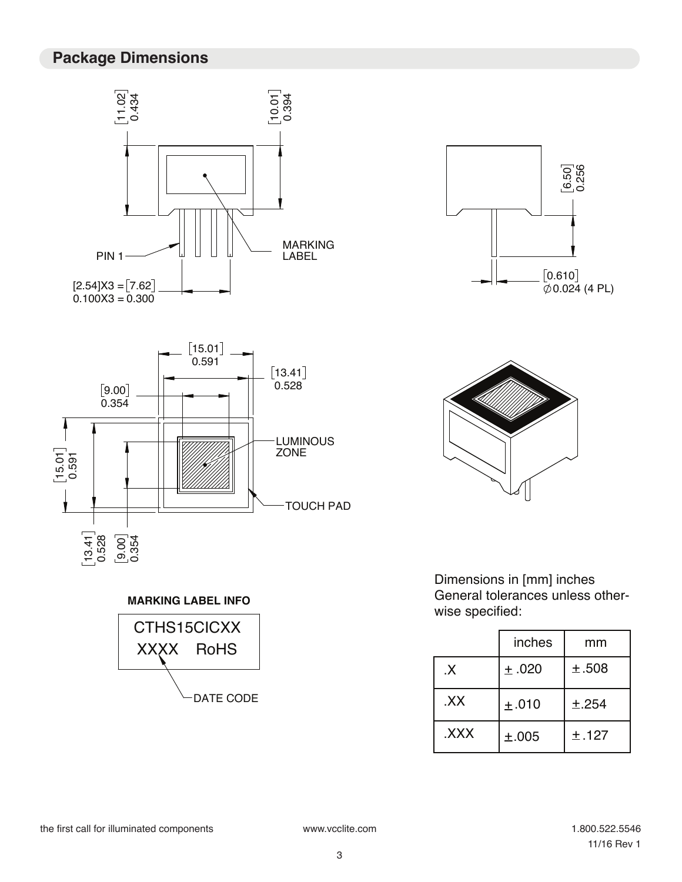## Package Dimensions

[11.02] 0.434

[10.01] 0.394

PIN 1

MARKING LABEL

[2.54]X3 = [7.62]
0.100X3 = 0.300

[6.50] 0.256

[0.610] ∅0.024 (4 PL)

[15.01] 0.591

[13.41] 0.528

[9.00] 0.354

LUMINOUS ZONE

TOUCH PAD

**MARKING LABEL INFO**

CTHS15CICXX
XXXX RoHS

DATE CODE

Dimensions in [mm] inches
General tolerances unless otherwise specified:

| | inches | mm |
|---|---|---|
| .X | ± .020 | ± .508 |
| .XX | ± .010 | ± .254 |
| .XXX | ± .005 | ± .127 |

the first call for illuminated components www.vcclite.com 1.800.522.5546

11/16 Rev 1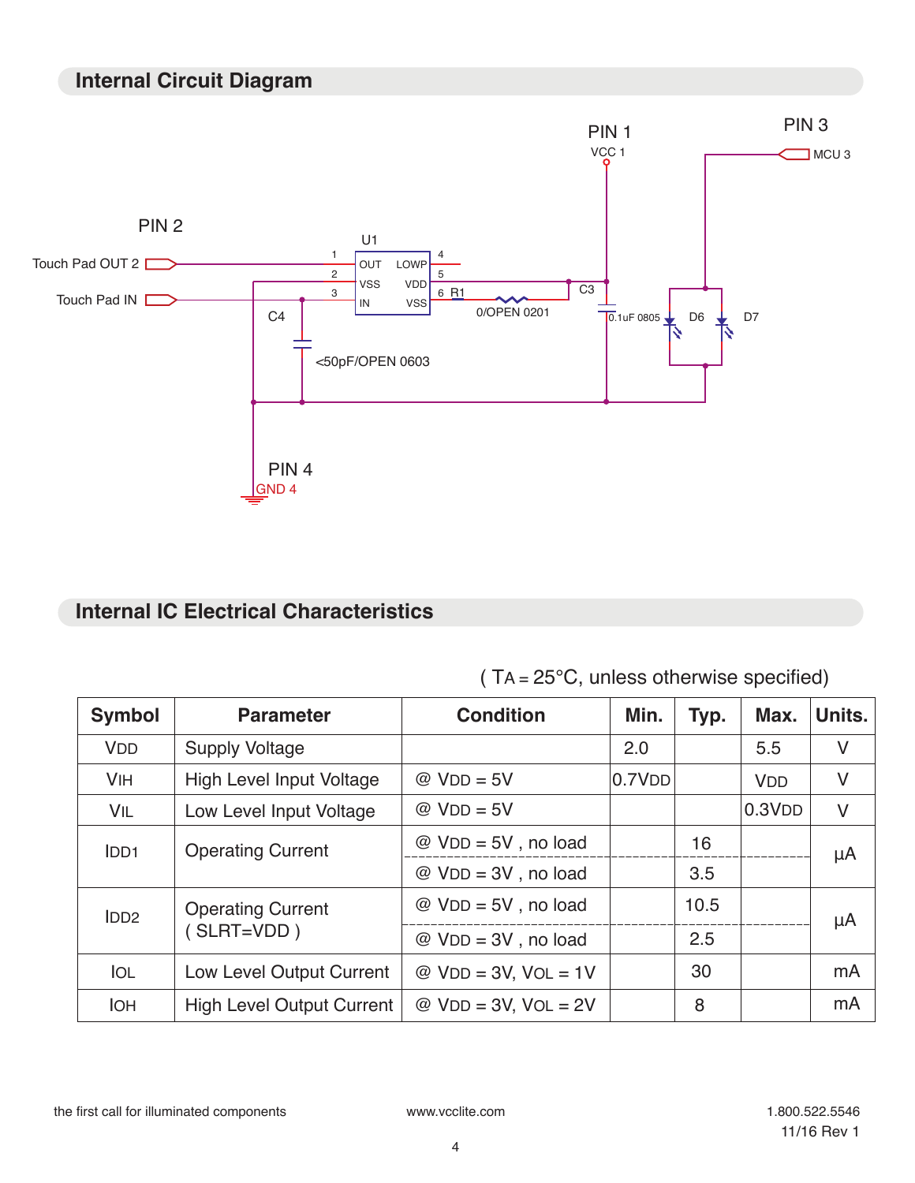## Internal Circuit Diagram

PIN 1
VCC 1

PIN 3
MCU 3

PIN 2
Touch Pad OUT 2
Touch Pad IN

U1
1 OUT
2 VSS
3 IN
LOWP 4
VDD 5
VSS 6
R1
0/OPEN 0201
C3
0.1uF 0805
D6
D7
C4
<50pF/OPEN 0603

PIN 4
GND 4

## Internal IC Electrical Characteristics

( $T_A = 25°C$, unless otherwise specified)

| Symbol | Parameter | Condition | Min. | Typ. | Max. | Units. |
|---|---|---|---|---|---|---|
| $V_{DD}$ | Supply Voltage | | 2.0 | | 5.5 | V |
| $V_{IH}$ | High Level Input Voltage | @ $V_{DD}$ = 5V | $0.7V_{DD}$ | | $V_{DD}$ | V |
| $V_{IL}$ | Low Level Input Voltage | @ $V_{DD}$ = 5V | | | $0.3V_{DD}$ | V |
| $I_{DD1}$ | Operating Current | @ $V_{DD}$ = 5V , no load | | 16 | | µA |
| | | @ $V_{DD}$ = 3V , no load | | 3.5 | | |
| $I_{DD2}$ | Operating Current ( SLRT=VDD ) | @ $V_{DD}$ = 5V , no load | | 10.5 | | µA |
| | | @ $V_{DD}$ = 3V , no load | | 2.5 | | |
| $I_{OL}$ | Low Level Output Current | @ $V_{DD}$ = 3V, $V_{OL}$ = 1V | | 30 | | mA |
| $I_{OH}$ | High Level Output Current | @ $V_{DD}$ = 3V, $V_{OL}$ = 2V | | 8 | | mA |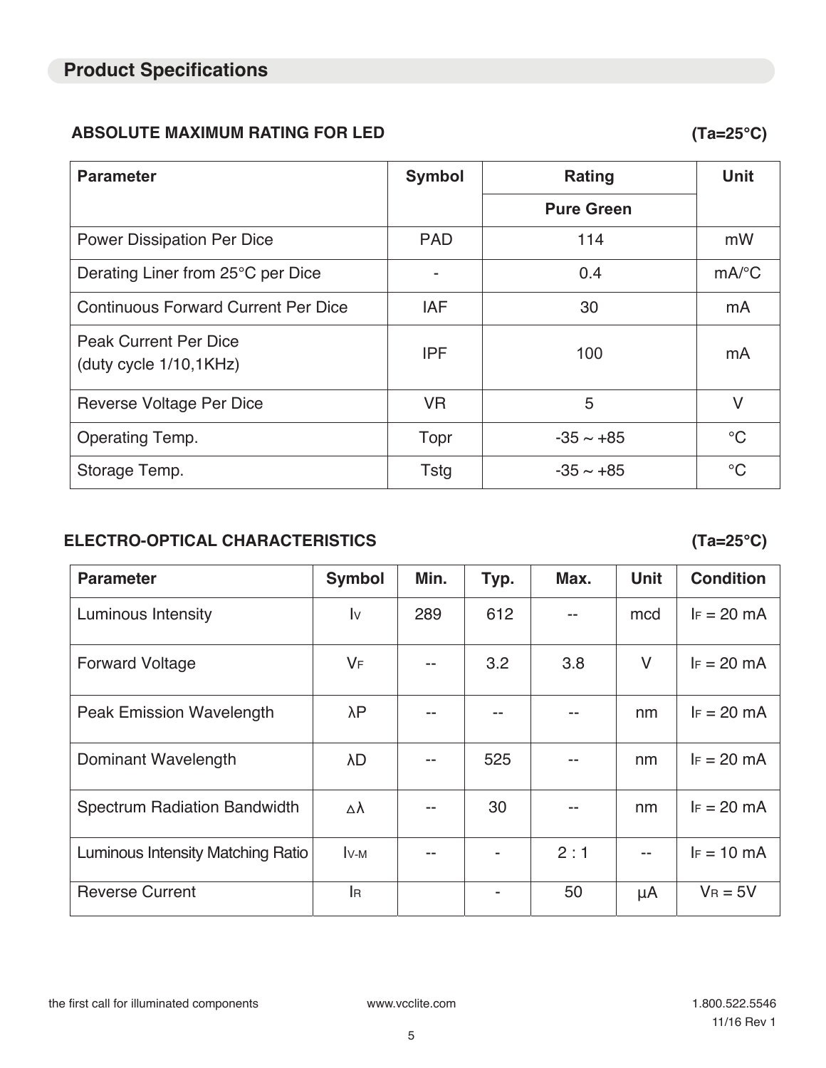# Product Specifications

### ABSOLUTE MAXIMUM RATING FOR LED (Ta=25°C)

| Parameter | Symbol | Rating | Unit |
|---|---|---|---|
| | | Pure Green | |
| Power Dissipation Per Dice | PAD | 114 | mW |
| Derating Liner from 25°C per Dice | - | 0.4 | mA/°C |
| Continuous Forward Current Per Dice | IAF | 30 | mA |
| Peak Current Per Dice (duty cycle 1/10,1KHz) | IPF | 100 | mA |
| Reverse Voltage Per Dice | VR | 5 | V |
| Operating Temp. | Topr | -35 ~ +85 | °C |
| Storage Temp. | Tstg | -35 ~ +85 | °C |

### ELECTRO-OPTICAL CHARACTERISTICS (Ta=25°C)

| Parameter | Symbol | Min. | Typ. | Max. | Unit | Condition |
|---|---|---|---|---|---|---|
| Luminous Intensity | $I_V$ | 289 | 612 | -- | mcd | $I_F$ = 20 mA |
| Forward Voltage | $V_F$ | -- | 3.2 | 3.8 | V | $I_F$ = 20 mA |
| Peak Emission Wavelength | λP | -- | -- | -- | nm | $I_F$ = 20 mA |
| Dominant Wavelength | λD | -- | 525 | -- | nm | $I_F$ = 20 mA |
| Spectrum Radiation Bandwidth | Δλ | -- | 30 | -- | nm | $I_F$ = 20 mA |
| Luminous Intensity Matching Ratio | $I_{V\text{-}M}$ | -- | - | 2 : 1 | -- | $I_F$ = 10 mA |
| Reverse Current | $I_R$ | | - | 50 | µA | $V_R$ = 5V |

the first call for illuminated components www.vcclite.com 1.800.522.5546

11/16 Rev 1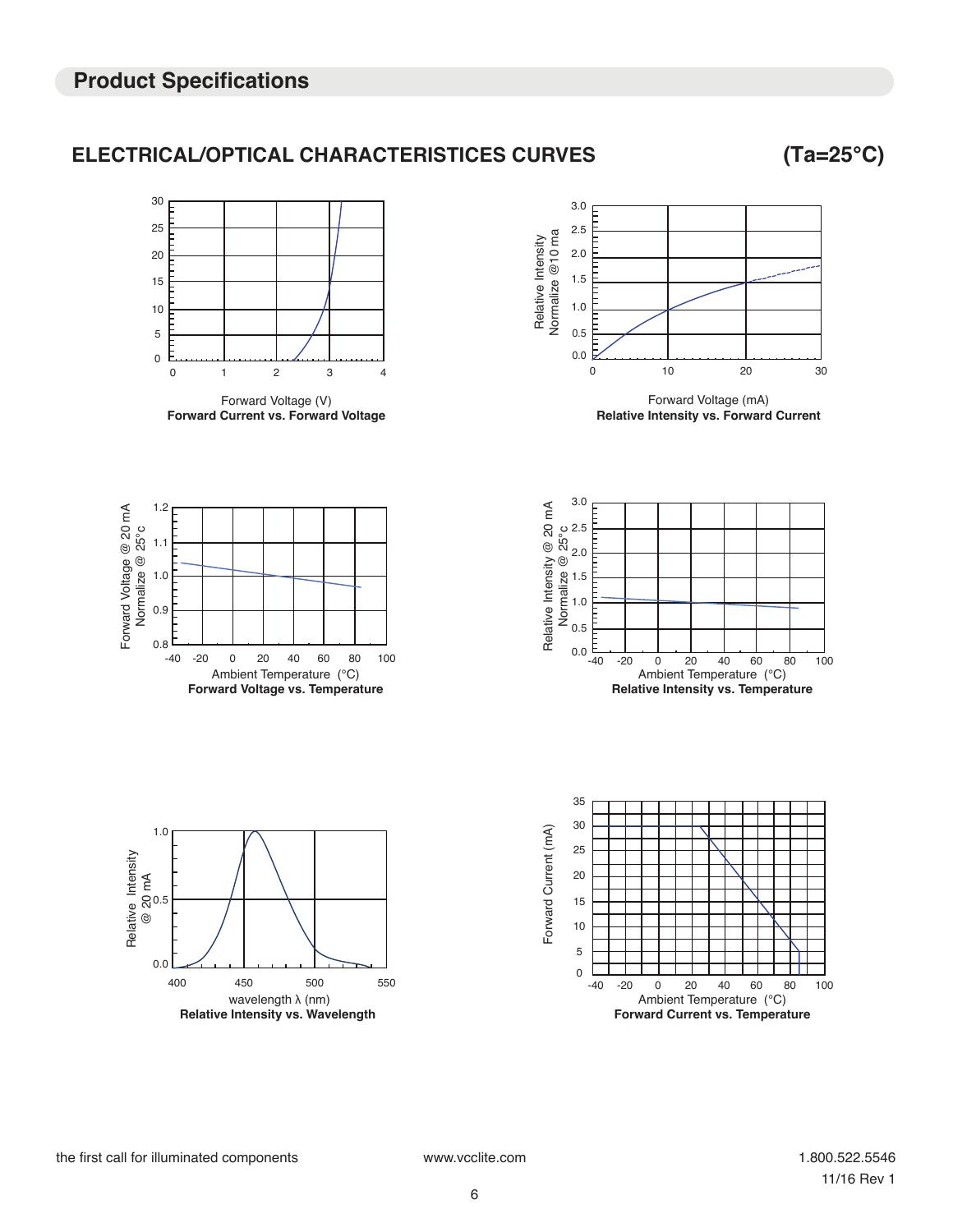## Product Specifications

### ELECTRICAL/OPTICAL CHARACTERISTICES CURVES (Ta=25°C)

Forward Voltage (V)

**Forward Current vs. Forward Voltage**

Relative Intensity Normalize @10 ma

Forward Voltage (mA)

**Relative Intensity vs. Forward Current**

Forward Voltage @ 20 mA Normalize @ 25°c

Ambient Temperature (°C)

**Forward Voltage vs. Temperature**

Relative Intensity @ 20 mA Normalize @ 25°c

Ambient Temperature (°C)

**Relative Intensity vs. Temperature**

Relative Intensity @ 20 mA

wavelength λ (nm)

**Relative Intensity vs. Wavelength**

Forward Current (mA)

Ambient Temperature (°C)

**Forward Current vs. Temperature**

the first call for illuminated components | www.vcclite.com | 1.800.522.5546

11/16 Rev 1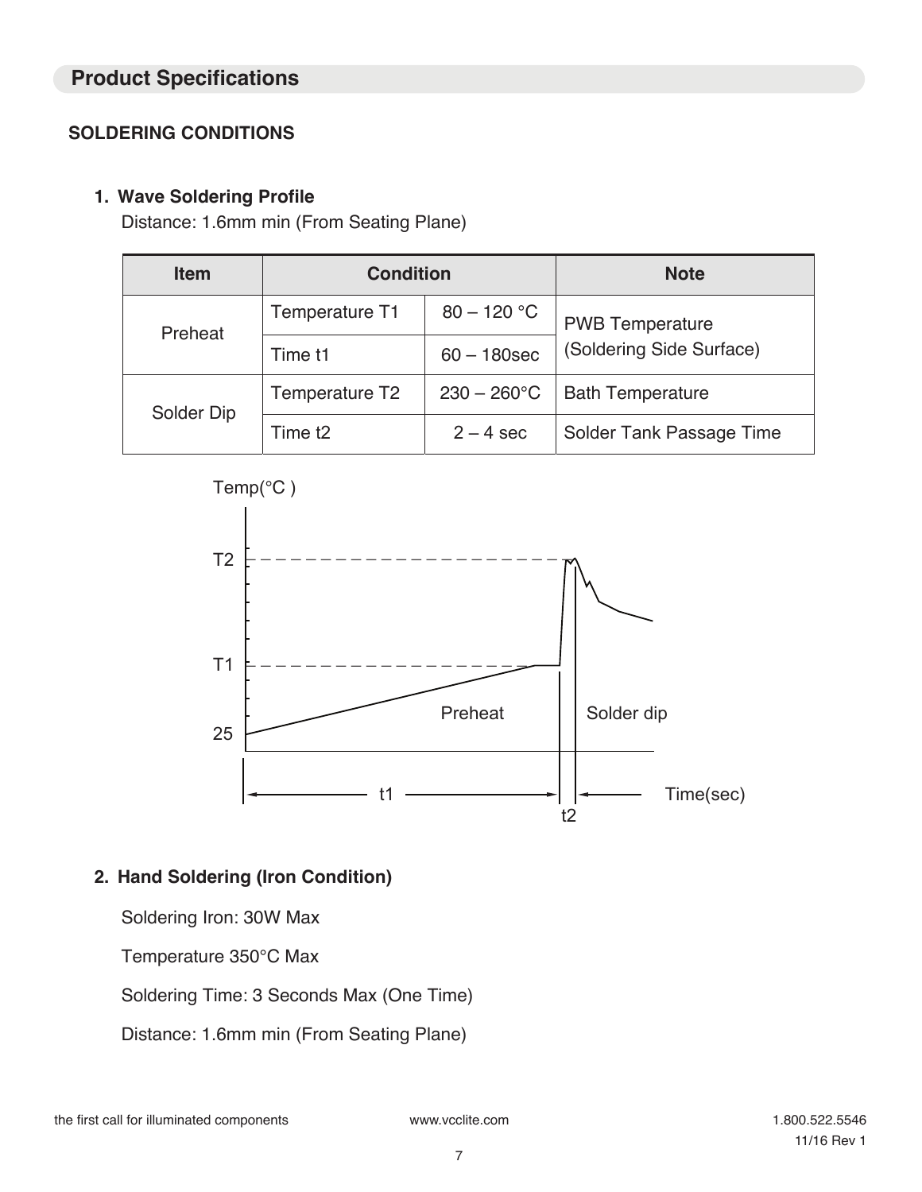## Product Specifications

### SOLDERING CONDITIONS

#### 1. Wave Soldering Profile

Distance: 1.6mm min (From Seating Plane)

| Item | Condition | | Note |
|---|---|---|---|
| Preheat | Temperature T1 | 80 – 120 °C | PWB Temperature (Soldering Side Surface) |
| | Time t1 | 60 – 180sec | |
| Solder Dip | Temperature T2 | 230 – 260°C | Bath Temperature |
| | Time t2 | 2 – 4 sec | Solder Tank Passage Time |

#### 2. Hand Soldering (Iron Condition)

Soldering Iron: 30W Max

Temperature 350°C Max

Soldering Time: 3 Seconds Max (One Time)

Distance: 1.6mm min (From Seating Plane)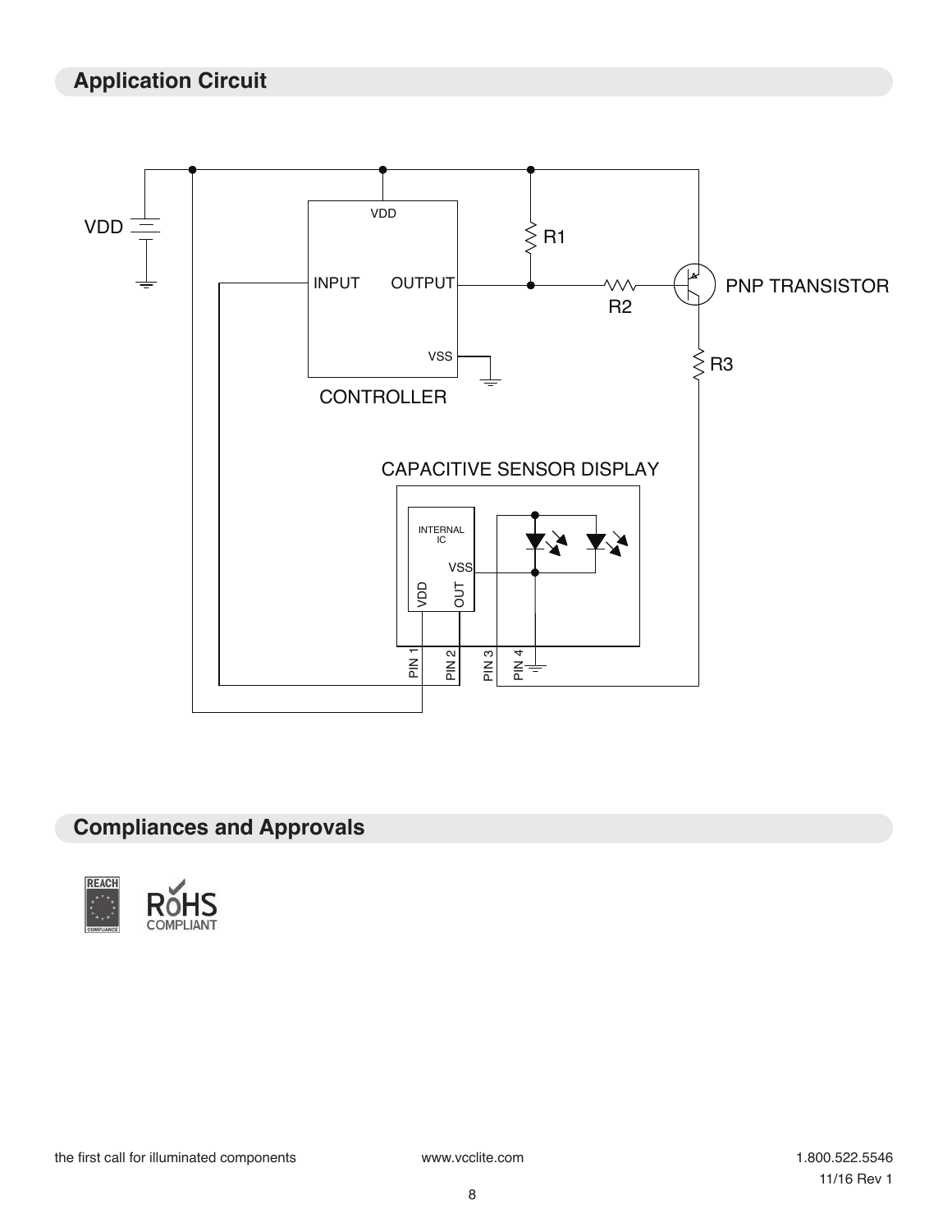## Application Circuit

VDD

VDD

INPUT OUTPUT

VSS

CONTROLLER

R1

R2

PNP TRANSISTOR

R3

CAPACITIVE SENSOR DISPLAY

INTERNAL IC

VSS

VDD OUT

PIN 1 PIN 2 PIN 3 PIN 4

## Compliances and Approvals

REACH COMPLIANCE

RoHS COMPLIANT

the first call for illuminated components www.vcclite.com 1.800.522.5546

11/16 Rev 1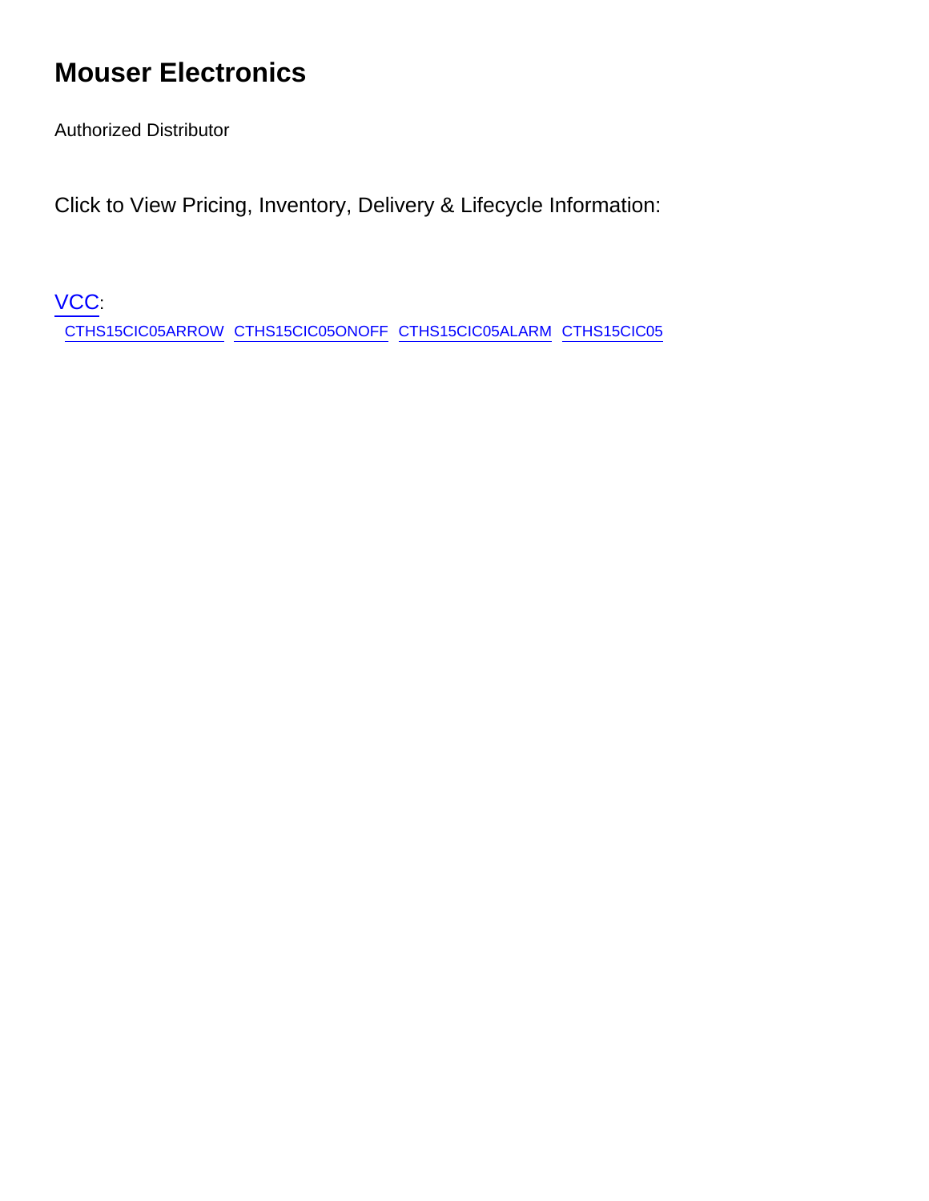# Mouser Electronics

Authorized Distributor

Click to View Pricing, Inventory, Delivery & Lifecycle Information:

VCC:

CTHS15CIC05ARROW CTHS15CIC05ONOFF CTHS15CIC05ALARM CTHS15CIC05